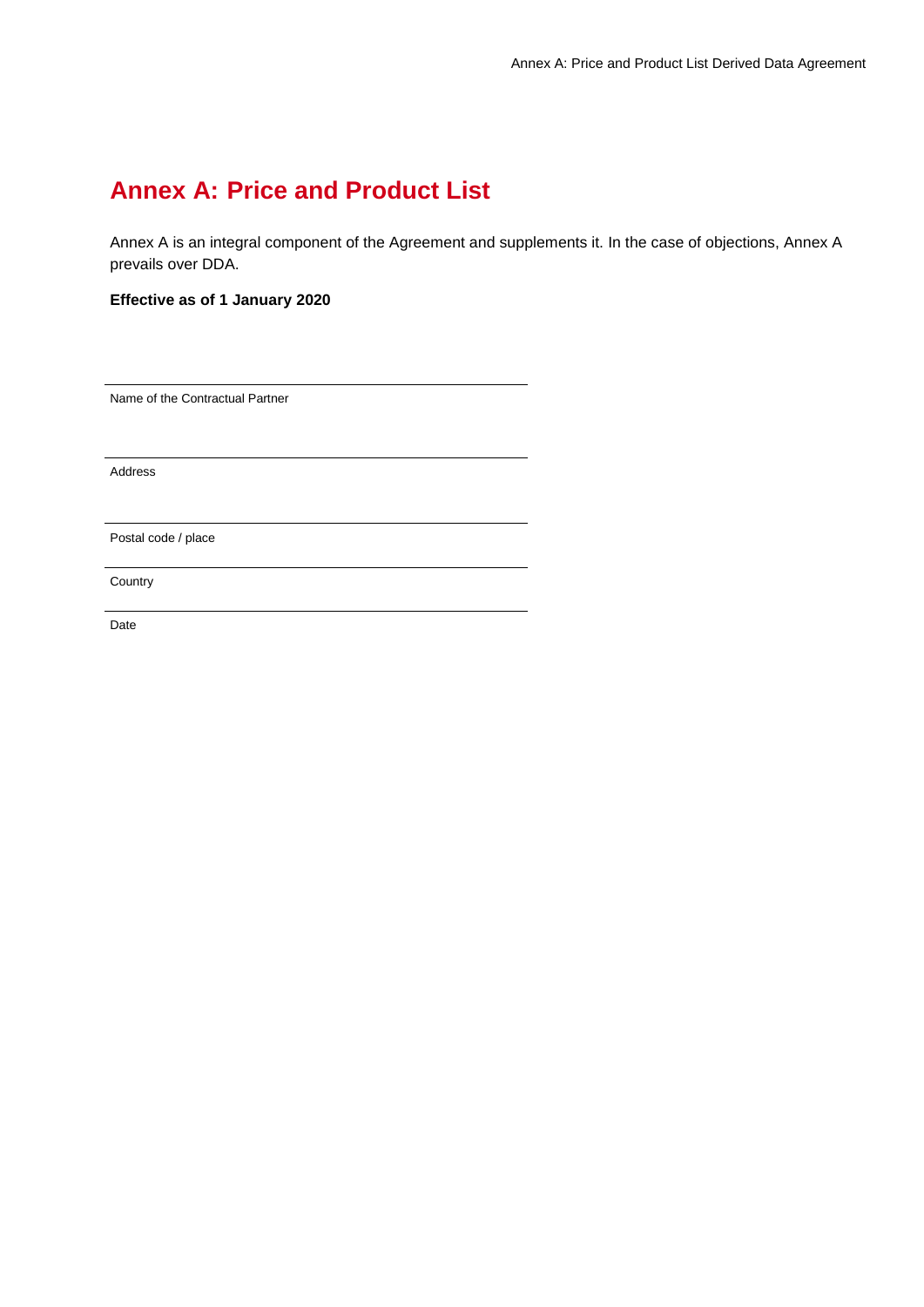# Annex A: Price and Product List

Annex A is an integral component of the Agreement and supplements it. In the case of objections, Annex A prevails over DDA.

**Effective as of 1 January 2020**

---

Name of the Contractual Partner

---

Address

---

Postal code / place

---

Country

---

Date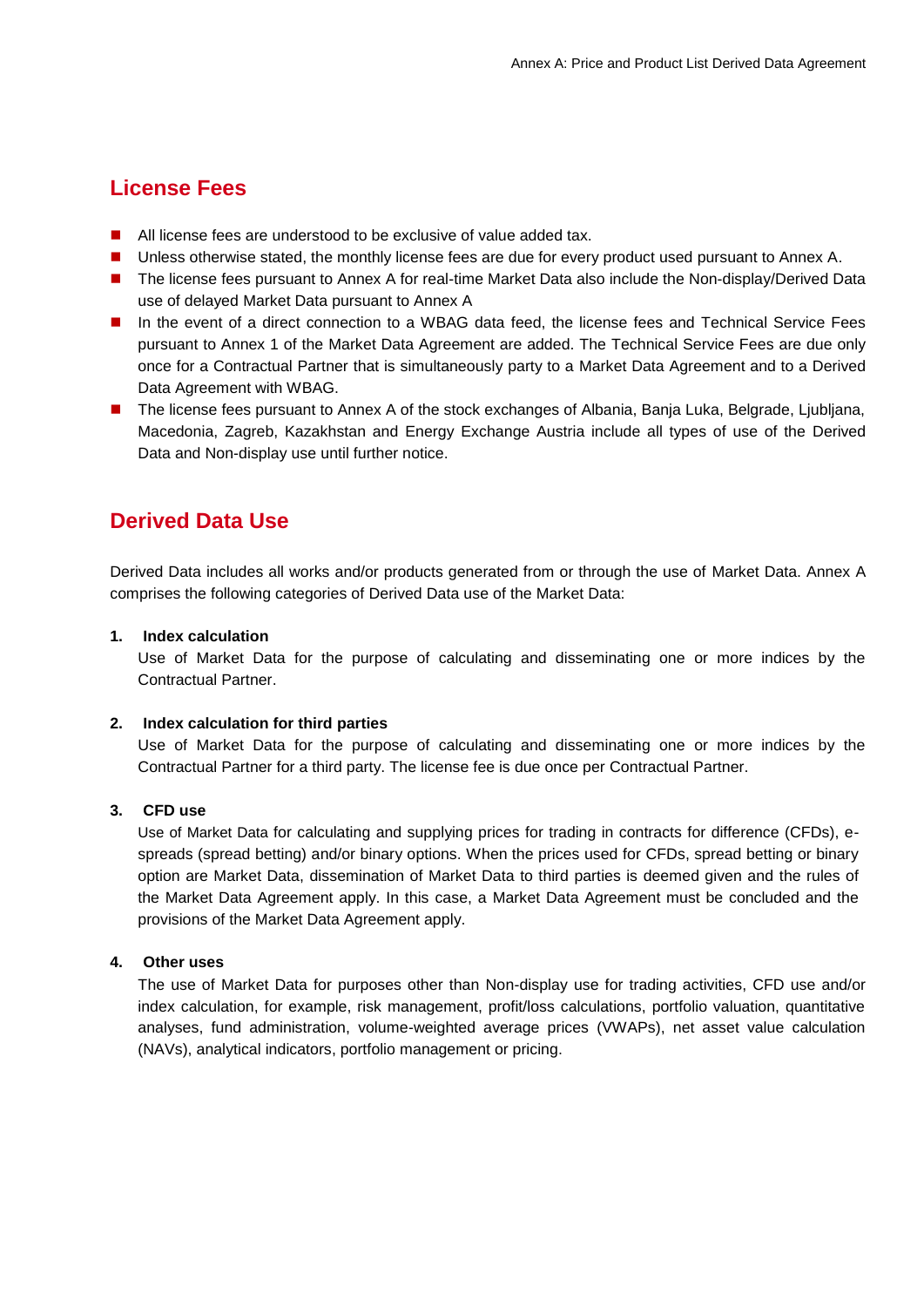## License Fees

- All license fees are understood to be exclusive of value added tax.
- Unless otherwise stated, the monthly license fees are due for every product used pursuant to Annex A.
- The license fees pursuant to Annex A for real-time Market Data also include the Non-display/Derived Data use of delayed Market Data pursuant to Annex A
- In the event of a direct connection to a WBAG data feed, the license fees and Technical Service Fees pursuant to Annex 1 of the Market Data Agreement are added. The Technical Service Fees are due only once for a Contractual Partner that is simultaneously party to a Market Data Agreement and to a Derived Data Agreement with WBAG.
- The license fees pursuant to Annex A of the stock exchanges of Albania, Banja Luka, Belgrade, Ljubljana, Macedonia, Zagreb, Kazakhstan and Energy Exchange Austria include all types of use of the Derived Data and Non-display use until further notice.

## Derived Data Use

Derived Data includes all works and/or products generated from or through the use of Market Data. Annex A comprises the following categories of Derived Data use of the Market Data:

1. **Index calculation**
   Use of Market Data for the purpose of calculating and disseminating one or more indices by the Contractual Partner.

2. **Index calculation for third parties**
   Use of Market Data for the purpose of calculating and disseminating one or more indices by the Contractual Partner for a third party. The license fee is due once per Contractual Partner.

3. **CFD use**
   Use of Market Data for calculating and supplying prices for trading in contracts for difference (CFDs), e-spreads (spread betting) and/or binary options. When the prices used for CFDs, spread betting or binary option are Market Data, dissemination of Market Data to third parties is deemed given and the rules of the Market Data Agreement apply. In this case, a Market Data Agreement must be concluded and the provisions of the Market Data Agreement apply.

4. **Other uses**
   The use of Market Data for purposes other than Non-display use for trading activities, CFD use and/or index calculation, for example, risk management, profit/loss calculations, portfolio valuation, quantitative analyses, fund administration, volume-weighted average prices (VWAPs), net asset value calculation (NAVs), analytical indicators, portfolio management or pricing.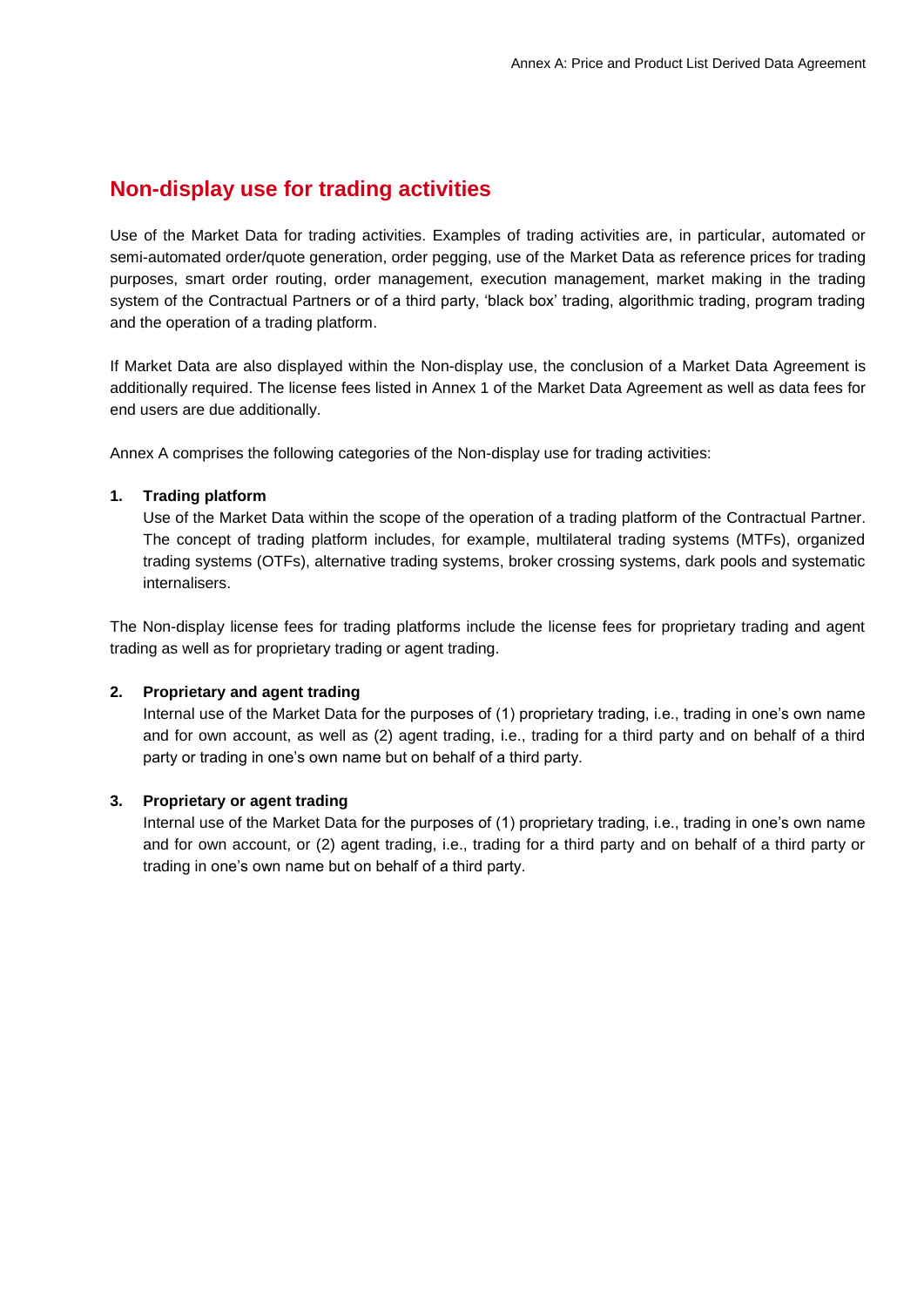## Non-display use for trading activities

Use of the Market Data for trading activities. Examples of trading activities are, in particular, automated or semi-automated order/quote generation, order pegging, use of the Market Data as reference prices for trading purposes, smart order routing, order management, execution management, market making in the trading system of the Contractual Partners or of a third party, 'black box' trading, algorithmic trading, program trading and the operation of a trading platform.

If Market Data are also displayed within the Non-display use, the conclusion of a Market Data Agreement is additionally required. The license fees listed in Annex 1 of the Market Data Agreement as well as data fees for end users are due additionally.

Annex A comprises the following categories of the Non-display use for trading activities:

1. **Trading platform**
   Use of the Market Data within the scope of the operation of a trading platform of the Contractual Partner. The concept of trading platform includes, for example, multilateral trading systems (MTFs), organized trading systems (OTFs), alternative trading systems, broker crossing systems, dark pools and systematic internalisers.

The Non-display license fees for trading platforms include the license fees for proprietary trading and agent trading as well as for proprietary trading or agent trading.

2. **Proprietary and agent trading**
   Internal use of the Market Data for the purposes of (1) proprietary trading, i.e., trading in one's own name and for own account, as well as (2) agent trading, i.e., trading for a third party and on behalf of a third party or trading in one's own name but on behalf of a third party.

3. **Proprietary or agent trading**
   Internal use of the Market Data for the purposes of (1) proprietary trading, i.e., trading in one's own name and for own account, or (2) agent trading, i.e., trading for a third party and on behalf of a third party or trading in one's own name but on behalf of a third party.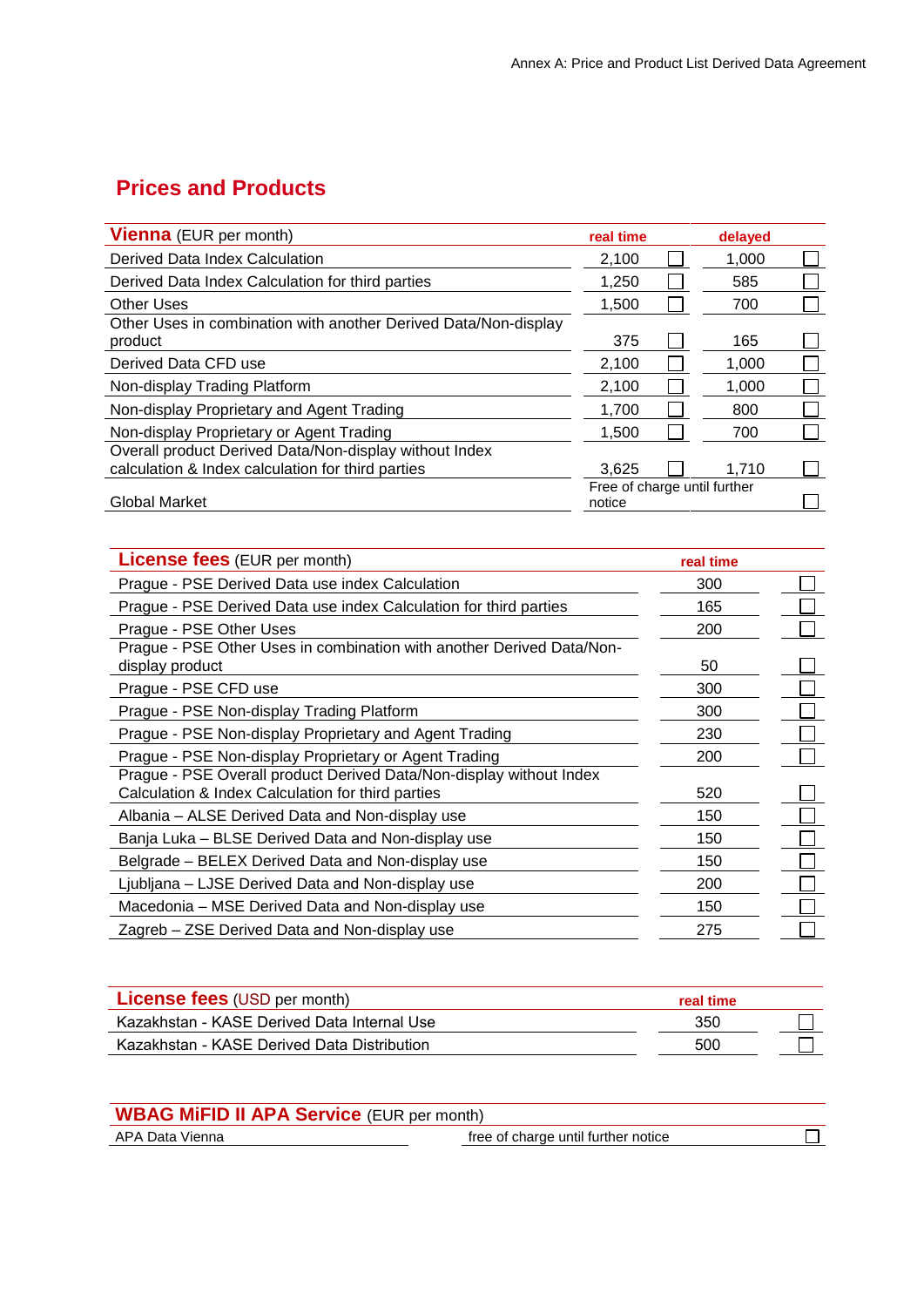## Prices and Products

| **Vienna** (EUR per month) | **real time** | | **delayed** | |
|---|---|---|---|---|
| Derived Data Index Calculation | 2,100 | ☐ | 1,000 | ☐ |
| Derived Data Index Calculation for third parties | 1,250 | ☐ | 585 | ☐ |
| Other Uses | 1,500 | ☐ | 700 | ☐ |
| Other Uses in combination with another Derived Data/Non-display product | 375 | ☐ | 165 | ☐ |
| Derived Data CFD use | 2,100 | ☐ | 1,000 | ☐ |
| Non-display Trading Platform | 2,100 | ☐ | 1,000 | ☐ |
| Non-display Proprietary and Agent Trading | 1,700 | ☐ | 800 | ☐ |
| Non-display Proprietary or Agent Trading | 1,500 | ☐ | 700 | ☐ |
| Overall product Derived Data/Non-display without Index calculation & Index calculation for third parties | 3,625 | ☐ | 1,710 | ☐ |
| Global Market | Free of charge until further notice | | | ☐ |

| **License fees** (EUR per month) | **real time** | |
|---|---|---|
| Prague - PSE Derived Data use index Calculation | 300 | ☐ |
| Prague - PSE Derived Data use index Calculation for third parties | 165 | ☐ |
| Prague - PSE Other Uses | 200 | ☐ |
| Prague - PSE Other Uses in combination with another Derived Data/Non-display product | 50 | ☐ |
| Prague - PSE CFD use | 300 | ☐ |
| Prague - PSE Non-display Trading Platform | 300 | ☐ |
| Prague - PSE Non-display Proprietary and Agent Trading | 230 | ☐ |
| Prague - PSE Non-display Proprietary or Agent Trading | 200 | ☐ |
| Prague - PSE Overall product Derived Data/Non-display without Index Calculation & Index Calculation for third parties | 520 | ☐ |
| Albania – ALSE Derived Data and Non-display use | 150 | ☐ |
| Banja Luka – BLSE Derived Data and Non-display use | 150 | ☐ |
| Belgrade – BELEX Derived Data and Non-display use | 150 | ☐ |
| Ljubljana – LJSE Derived Data and Non-display use | 200 | ☐ |
| Macedonia – MSE Derived Data and Non-display use | 150 | ☐ |
| Zagreb – ZSE Derived Data and Non-display use | 275 | ☐ |

| **License fees** (USD per month) | **real time** | |
|---|---|---|
| Kazakhstan - KASE Derived Data Internal Use | 350 | ☐ |
| Kazakhstan - KASE Derived Data Distribution | 500 | ☐ |

| **WBAG MiFID II APA Service** (EUR per month) | | |
|---|---|---|
| APA Data Vienna | free of charge until further notice | ☐ |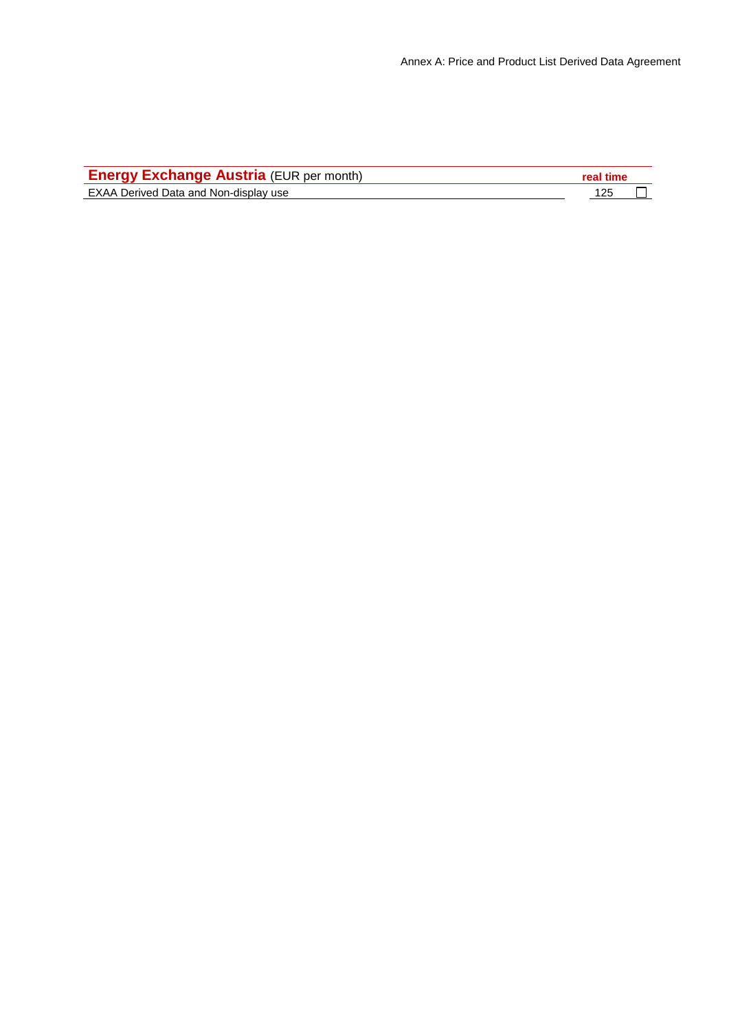| **Energy Exchange Austria** (EUR per month) | **real time** | |
|---|---|---|
| EXAA Derived Data and Non-display use | 125 | ☐ |